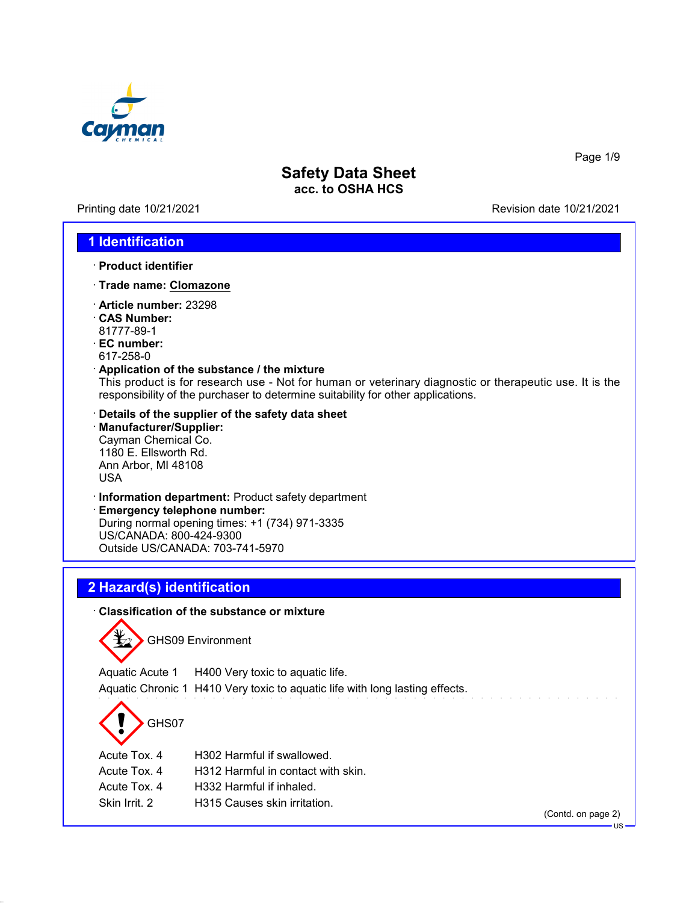# Safety Data Sheet
**acc. to OSHA HCS**

Printing date 10/21/2021 Revision date 10/21/2021

## 1 Identification

· **Product identifier**

· **Trade name: Clomazone**

· **Article number:** 23298
· **CAS Number:**
81777-89-1
· **EC number:**
617-258-0
· **Application of the substance / the mixture**
This product is for research use - Not for human or veterinary diagnostic or therapeutic use. It is the responsibility of the purchaser to determine suitability for other applications.

· **Details of the supplier of the safety data sheet**
· **Manufacturer/Supplier:**
Cayman Chemical Co.
1180 E. Ellsworth Rd.
Ann Arbor, MI 48108
USA

· **Information department:** Product safety department
· **Emergency telephone number:**
During normal opening times: +1 (734) 971-3335
US/CANADA: 800-424-9300
Outside US/CANADA: 703-741-5970

## 2 Hazard(s) identification

· **Classification of the substance or mixture**

GHS09 Environment

| | |
|---|---|
| Aquatic Acute 1 | H400 Very toxic to aquatic life. |
| Aquatic Chronic 1 | H410 Very toxic to aquatic life with long lasting effects. |

GHS07

| | |
|---|---|
| Acute Tox. 4 | H302 Harmful if swallowed. |
| Acute Tox. 4 | H312 Harmful in contact with skin. |
| Acute Tox. 4 | H332 Harmful if inhaled. |
| Skin Irrit. 2 | H315 Causes skin irritation. |

(Contd. on page 2)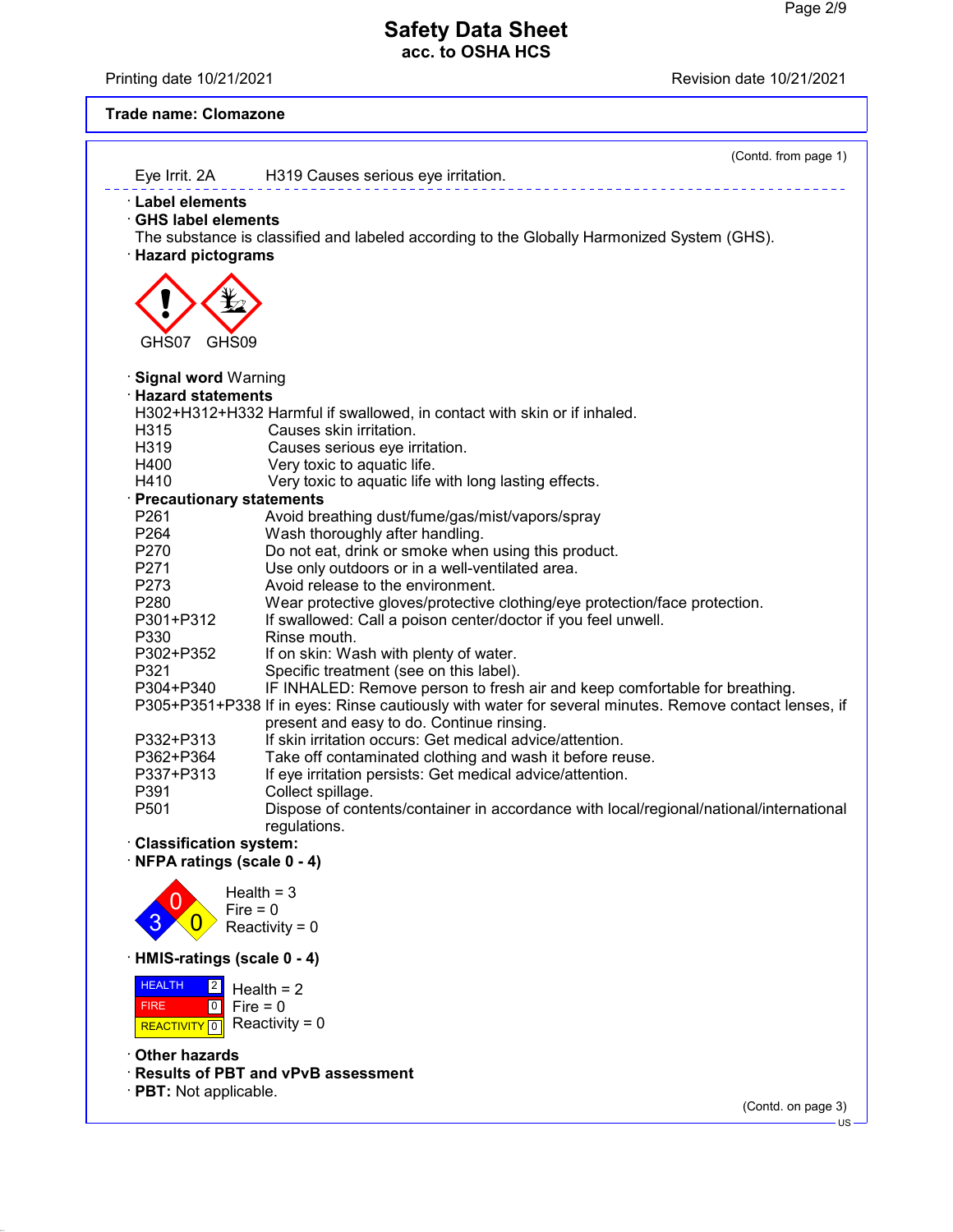Trade name: Clomazone

(Contd. from page 1)

Eye Irrit. 2A H319 Causes serious eye irritation.

· **Label elements**
· **GHS label elements**
The substance is classified and labeled according to the Globally Harmonized System (GHS).
· **Hazard pictograms**

GHS07 GHS09

· **Signal word** Warning
· **Hazard statements**

H302+H312+H332 Harmful if swallowed, in contact with skin or if inhaled.
H315 Causes skin irritation.
H319 Causes serious eye irritation.
H400 Very toxic to aquatic life.
H410 Very toxic to aquatic life with long lasting effects.

· **Precautionary statements**

P261 Avoid breathing dust/fume/gas/mist/vapors/spray
P264 Wash thoroughly after handling.
P270 Do not eat, drink or smoke when using this product.
P271 Use only outdoors or in a well-ventilated area.
P273 Avoid release to the environment.
P280 Wear protective gloves/protective clothing/eye protection/face protection.
P301+P312 If swallowed: Call a poison center/doctor if you feel unwell.
P330 Rinse mouth.
P302+P352 If on skin: Wash with plenty of water.
P321 Specific treatment (see on this label).
P304+P340 IF INHALED: Remove person to fresh air and keep comfortable for breathing.
P305+P351+P338 If in eyes: Rinse cautiously with water for several minutes. Remove contact lenses, if present and easy to do. Continue rinsing.
P332+P313 If skin irritation occurs: Get medical advice/attention.
P362+P364 Take off contaminated clothing and wash it before reuse.
P337+P313 If eye irritation persists: Get medical advice/attention.
P391 Collect spillage.
P501 Dispose of contents/container in accordance with local/regional/national/international regulations.

· **Classification system:**
· **NFPA ratings (scale 0 - 4)**

Health = 3
Fire = 0
Reactivity = 0

· **HMIS-ratings (scale 0 - 4)**

| | | |
|---|---|---|
| HEALTH | 2 | Health = 2 |
| FIRE | 0 | Fire = 0 |
| REACTIVITY | 0 | Reactivity = 0 |

· **Other hazards**
· **Results of PBT and vPvB assessment**
· **PBT:** Not applicable.

(Contd. on page 3)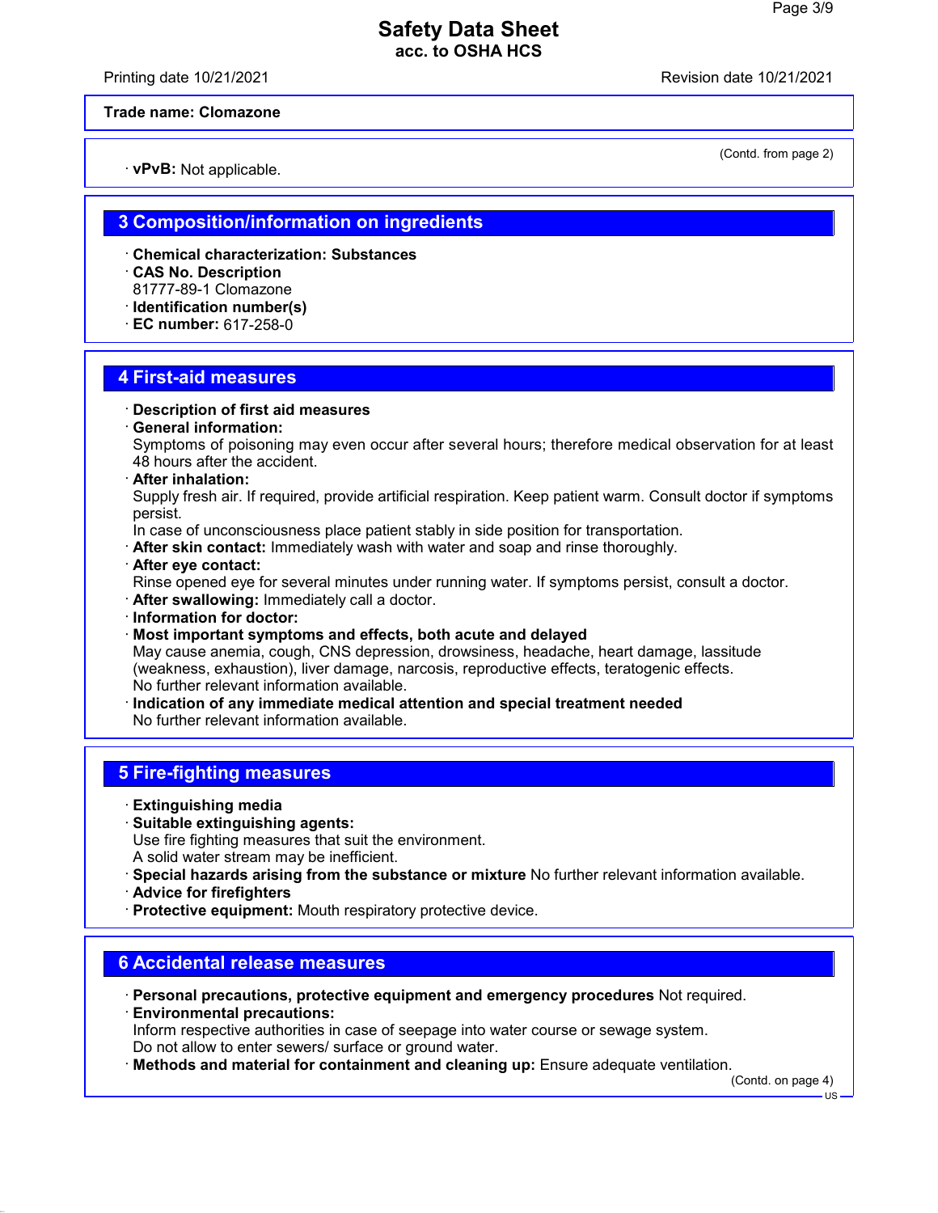**Trade name: Clomazone**

(Contd. from page 2)

· **vPvB:** Not applicable.

## 3 Composition/information on ingredients

· **Chemical characterization: Substances**
· **CAS No. Description**
81777-89-1 Clomazone
· **Identification number(s)**
· **EC number:** 617-258-0

## 4 First-aid measures

· **Description of first aid measures**
· **General information:**
Symptoms of poisoning may even occur after several hours; therefore medical observation for at least 48 hours after the accident.
· **After inhalation:**
Supply fresh air. If required, provide artificial respiration. Keep patient warm. Consult doctor if symptoms persist.
In case of unconsciousness place patient stably in side position for transportation.
· **After skin contact:** Immediately wash with water and soap and rinse thoroughly.
· **After eye contact:**
Rinse opened eye for several minutes under running water. If symptoms persist, consult a doctor.
· **After swallowing:** Immediately call a doctor.
· **Information for doctor:**
· **Most important symptoms and effects, both acute and delayed**
May cause anemia, cough, CNS depression, drowsiness, headache, heart damage, lassitude (weakness, exhaustion), liver damage, narcosis, reproductive effects, teratogenic effects.
No further relevant information available.
· **Indication of any immediate medical attention and special treatment needed**
No further relevant information available.

## 5 Fire-fighting measures

· **Extinguishing media**
· **Suitable extinguishing agents:**
Use fire fighting measures that suit the environment.
A solid water stream may be inefficient.
· **Special hazards arising from the substance or mixture** No further relevant information available.
· **Advice for firefighters**
· **Protective equipment:** Mouth respiratory protective device.

## 6 Accidental release measures

· **Personal precautions, protective equipment and emergency procedures** Not required.
· **Environmental precautions:**
Inform respective authorities in case of seepage into water course or sewage system.
Do not allow to enter sewers/ surface or ground water.
· **Methods and material for containment and cleaning up:** Ensure adequate ventilation.

(Contd. on page 4)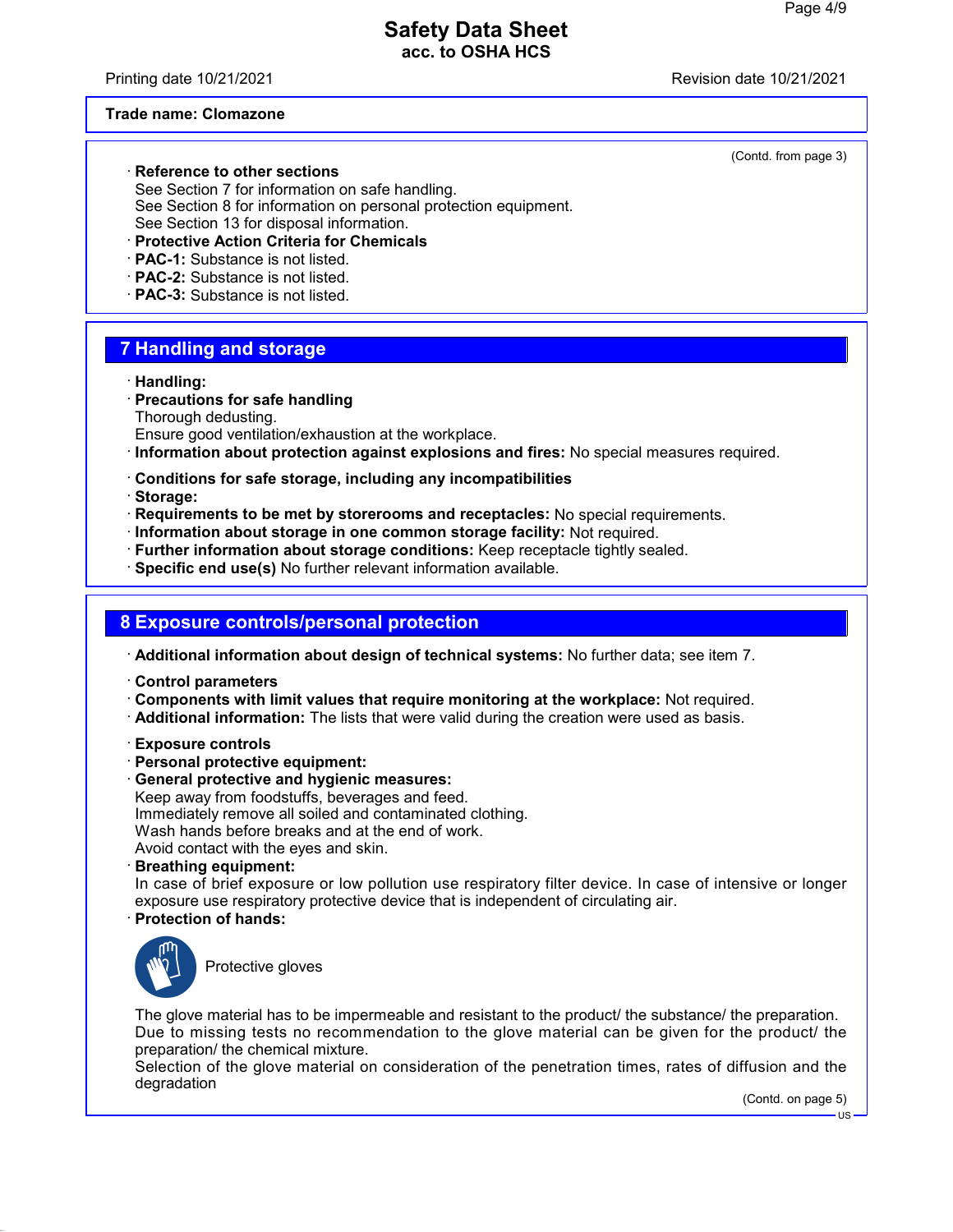Trade name: Clomazone

(Contd. from page 3)

· **Reference to other sections**
See Section 7 for information on safe handling.
See Section 8 for information on personal protection equipment.
See Section 13 for disposal information.
· **Protective Action Criteria for Chemicals**
· **PAC-1:** Substance is not listed.
· **PAC-2:** Substance is not listed.
· **PAC-3:** Substance is not listed.

## 7 Handling and storage

· **Handling:**
· **Precautions for safe handling**
Thorough dedusting.
Ensure good ventilation/exhaustion at the workplace.
· **Information about protection against explosions and fires:** No special measures required.

· **Conditions for safe storage, including any incompatibilities**
· **Storage:**
· **Requirements to be met by storerooms and receptacles:** No special requirements.
· **Information about storage in one common storage facility:** Not required.
· **Further information about storage conditions:** Keep receptacle tightly sealed.
· **Specific end use(s)** No further relevant information available.

## 8 Exposure controls/personal protection

· **Additional information about design of technical systems:** No further data; see item 7.

· **Control parameters**
· **Components with limit values that require monitoring at the workplace:** Not required.
· **Additional information:** The lists that were valid during the creation were used as basis.

· **Exposure controls**
· **Personal protective equipment:**
· **General protective and hygienic measures:**
Keep away from foodstuffs, beverages and feed.
Immediately remove all soiled and contaminated clothing.
Wash hands before breaks and at the end of work.
Avoid contact with the eyes and skin.
· **Breathing equipment:**
In case of brief exposure or low pollution use respiratory filter device. In case of intensive or longer exposure use respiratory protective device that is independent of circulating air.
· **Protection of hands:**

Protective gloves

The glove material has to be impermeable and resistant to the product/ the substance/ the preparation.
Due to missing tests no recommendation to the glove material can be given for the product/ the preparation/ the chemical mixture.
Selection of the glove material on consideration of the penetration times, rates of diffusion and the degradation

(Contd. on page 5)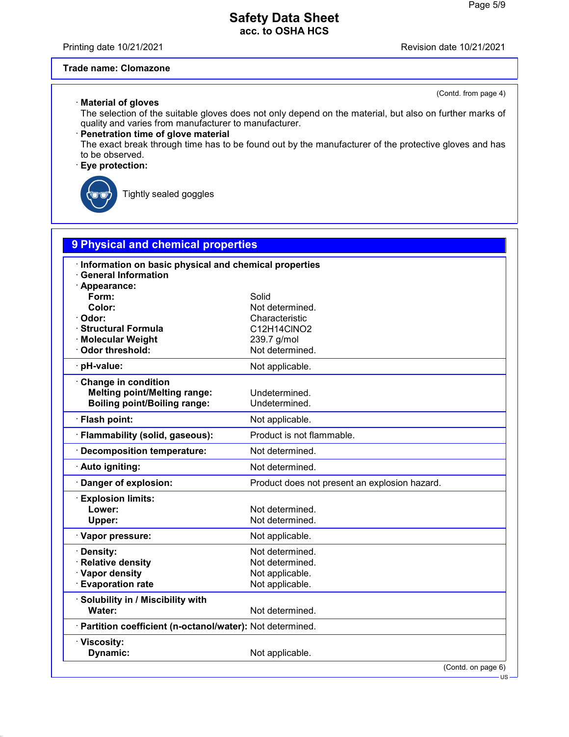**Trade name: Clomazone**

(Contd. from page 4)

· **Material of gloves**
The selection of the suitable gloves does not only depend on the material, but also on further marks of quality and varies from manufacturer to manufacturer.

· **Penetration time of glove material**
The exact break through time has to be found out by the manufacturer of the protective gloves and has to be observed.

· **Eye protection:**

Tightly sealed goggles

## 9 Physical and chemical properties

| | |
|---|---|
| · **Information on basic physical and chemical properties** | |
| · **General Information** | |
| · **Appearance:** | |
| **Form:** | Solid |
| **Color:** | Not determined. |
| · **Odor:** | Characteristic |
| · **Structural Formula** | $C_{12}H_{14}ClNO_2$ |
| · **Molecular Weight** | 239.7 g/mol |
| · **Odor threshold:** | Not determined. |
| · **pH-value:** | Not applicable. |
| · **Change in condition** | |
| **Melting point/Melting range:** | Undetermined. |
| **Boiling point/Boiling range:** | Undetermined. |
| · **Flash point:** | Not applicable. |
| · **Flammability (solid, gaseous):** | Product is not flammable. |
| · **Decomposition temperature:** | Not determined. |
| · **Auto igniting:** | Not determined. |
| · **Danger of explosion:** | Product does not present an explosion hazard. |
| · **Explosion limits:** | |
| **Lower:** | Not determined. |
| **Upper:** | Not determined. |
| · **Vapor pressure:** | Not applicable. |
| · **Density:** | Not determined. |
| · **Relative density** | Not determined. |
| · **Vapor density** | Not applicable. |
| · **Evaporation rate** | Not applicable. |
| · **Solubility in / Miscibility with** | |
| **Water:** | Not determined. |
| · **Partition coefficient (n-octanol/water):** | Not determined. |
| · **Viscosity:** | |
| **Dynamic:** | Not applicable. |

(Contd. on page 6)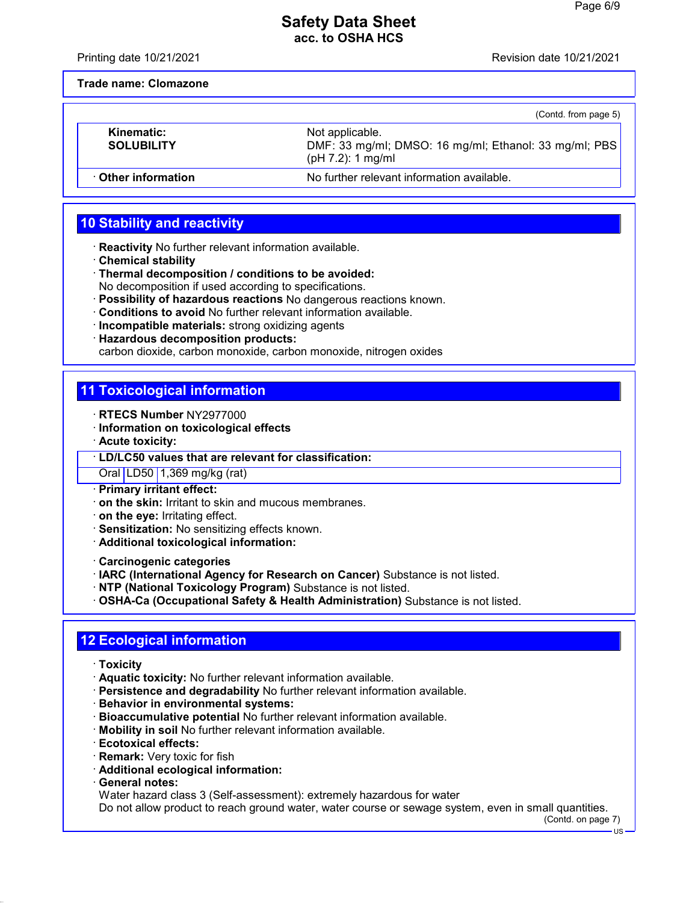**Trade name: Clomazone**

(Contd. from page 5)

| | |
|---|---|
| **Kinematic:** | Not applicable. |
| **SOLUBILITY** | DMF: 33 mg/ml; DMSO: 16 mg/ml; Ethanol: 33 mg/ml; PBS (pH 7.2): 1 mg/ml |
| · **Other information** | No further relevant information available. |

## 10 Stability and reactivity

· **Reactivity** No further relevant information available.
· **Chemical stability**
· **Thermal decomposition / conditions to be avoided:**
No decomposition if used according to specifications.
· **Possibility of hazardous reactions** No dangerous reactions known.
· **Conditions to avoid** No further relevant information available.
· **Incompatible materials:** strong oxidizing agents
· **Hazardous decomposition products:**
carbon dioxide, carbon monoxide, carbon monoxide, nitrogen oxides

## 11 Toxicological information

· **RTECS Number** NY2977000
· **Information on toxicological effects**
· **Acute toxicity:**

| · **LD/LC50 values that are relevant for classification:** | | |
|---|---|---|
| Oral | LD50 | 1,369 mg/kg (rat) |

· **Primary irritant effect:**
· **on the skin:** Irritant to skin and mucous membranes.
· **on the eye:** Irritating effect.
· **Sensitization:** No sensitizing effects known.
· **Additional toxicological information:**

· **Carcinogenic categories**
· **IARC (International Agency for Research on Cancer)** Substance is not listed.
· **NTP (National Toxicology Program)** Substance is not listed.
· **OSHA-Ca (Occupational Safety & Health Administration)** Substance is not listed.

## 12 Ecological information

· **Toxicity**
· **Aquatic toxicity:** No further relevant information available.
· **Persistence and degradability** No further relevant information available.
· **Behavior in environmental systems:**
· **Bioaccumulative potential** No further relevant information available.
· **Mobility in soil** No further relevant information available.
· **Ecotoxical effects:**
· **Remark:** Very toxic for fish
· **Additional ecological information:**
· **General notes:**
Water hazard class 3 (Self-assessment): extremely hazardous for water
Do not allow product to reach ground water, water course or sewage system, even in small quantities.

(Contd. on page 7)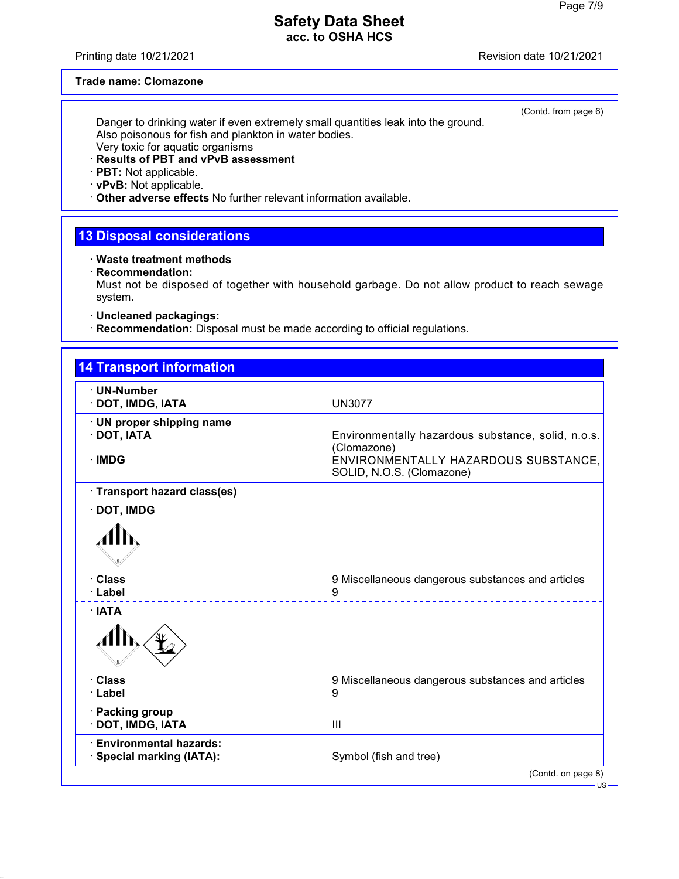(Contd. from page 6)

Danger to drinking water if even extremely small quantities leak into the ground.
Also poisonous for fish and plankton in water bodies.
Very toxic for aquatic organisms

· **Results of PBT and vPvB assessment**
· **PBT:** Not applicable.
· **vPvB:** Not applicable.
· **Other adverse effects** No further relevant information available.

## 13 Disposal considerations

· **Waste treatment methods**
· **Recommendation:**
Must not be disposed of together with household garbage. Do not allow product to reach sewage system.

· **Uncleaned packagings:**
· **Recommendation:** Disposal must be made according to official regulations.

## 14 Transport information

| | |
|---|---|
| · **UN-Number** | |
| · **DOT, IMDG, IATA** | UN3077 |
| · **UN proper shipping name** | |
| · **DOT, IATA** | Environmentally hazardous substance, solid, n.o.s. (Clomazone) |
| · **IMDG** | ENVIRONMENTALLY HAZARDOUS SUBSTANCE, SOLID, N.O.S. (Clomazone) |
| · **Transport hazard class(es)** | |
| · **DOT, IMDG** | |
| · **Class** | 9 Miscellaneous dangerous substances and articles |
| · **Label** | 9 |
| · **IATA** | |
| · **Class** | 9 Miscellaneous dangerous substances and articles |
| · **Label** | 9 |
| · **Packing group** | |
| · **DOT, IMDG, IATA** | III |
| · **Environmental hazards:** | |
| · **Special marking (IATA):** | Symbol (fish and tree) |

(Contd. on page 8)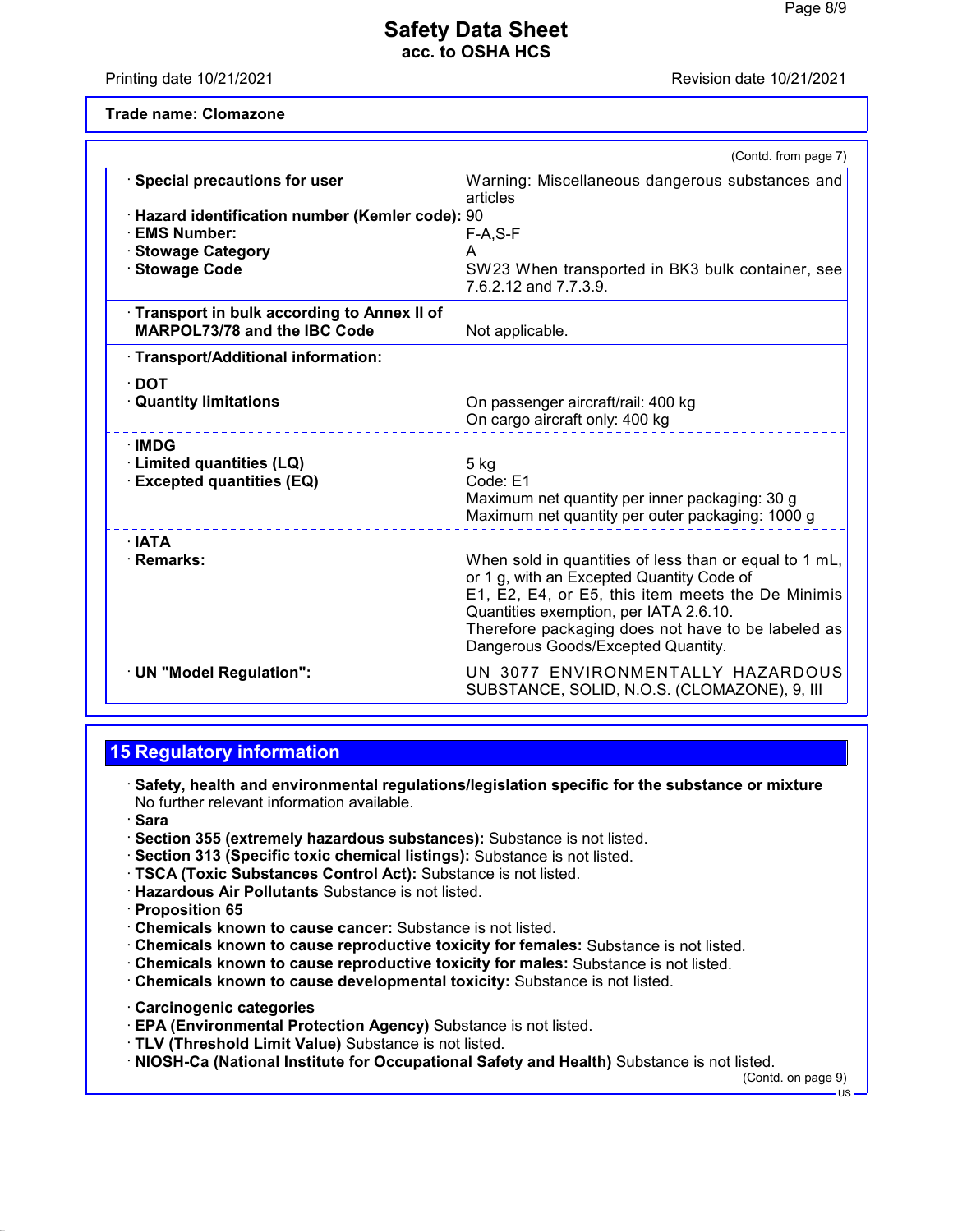**Trade name: Clomazone**

(Contd. from page 7)

| | |
|---|---|
| · **Special precautions for user** | Warning: Miscellaneous dangerous substances and articles |
| · **Hazard identification number (Kemler code):** | 90 |
| · **EMS Number:** | F-A,S-F |
| · **Stowage Category** | A |
| · **Stowage Code** | SW23 When transported in BK3 bulk container, see 7.6.2.12 and 7.7.3.9. |
| · **Transport in bulk according to Annex II of MARPOL73/78 and the IBC Code** | Not applicable. |
| · **Transport/Additional information:** | |
| · **DOT** | |
| · **Quantity limitations** | On passenger aircraft/rail: 400 kg<br>On cargo aircraft only: 400 kg |
| · **IMDG** | |
| · **Limited quantities (LQ)** | 5 kg |
| · **Excepted quantities (EQ)** | Code: E1<br>Maximum net quantity per inner packaging: 30 g<br>Maximum net quantity per outer packaging: 1000 g |
| · **IATA** | |
| · **Remarks:** | When sold in quantities of less than or equal to 1 mL, or 1 g, with an Excepted Quantity Code of E1, E2, E4, or E5, this item meets the De Minimis Quantities exemption, per IATA 2.6.10.<br>Therefore packaging does not have to be labeled as Dangerous Goods/Excepted Quantity. |
| · **UN "Model Regulation":** | UN 3077 ENVIRONMENTALLY HAZARDOUS SUBSTANCE, SOLID, N.O.S. (CLOMAZONE), 9, III |

## 15 Regulatory information

- **Safety, health and environmental regulations/legislation specific for the substance or mixture**
  No further relevant information available.
- **Sara**
- **Section 355 (extremely hazardous substances):** Substance is not listed.
- **Section 313 (Specific toxic chemical listings):** Substance is not listed.
- **TSCA (Toxic Substances Control Act):** Substance is not listed.
- **Hazardous Air Pollutants** Substance is not listed.
- **Proposition 65**
- **Chemicals known to cause cancer:** Substance is not listed.
- **Chemicals known to cause reproductive toxicity for females:** Substance is not listed.
- **Chemicals known to cause reproductive toxicity for males:** Substance is not listed.
- **Chemicals known to cause developmental toxicity:** Substance is not listed.

- **Carcinogenic categories**
- **EPA (Environmental Protection Agency)** Substance is not listed.
- **TLV (Threshold Limit Value)** Substance is not listed.
- **NIOSH-Ca (National Institute for Occupational Safety and Health)** Substance is not listed.

(Contd. on page 9)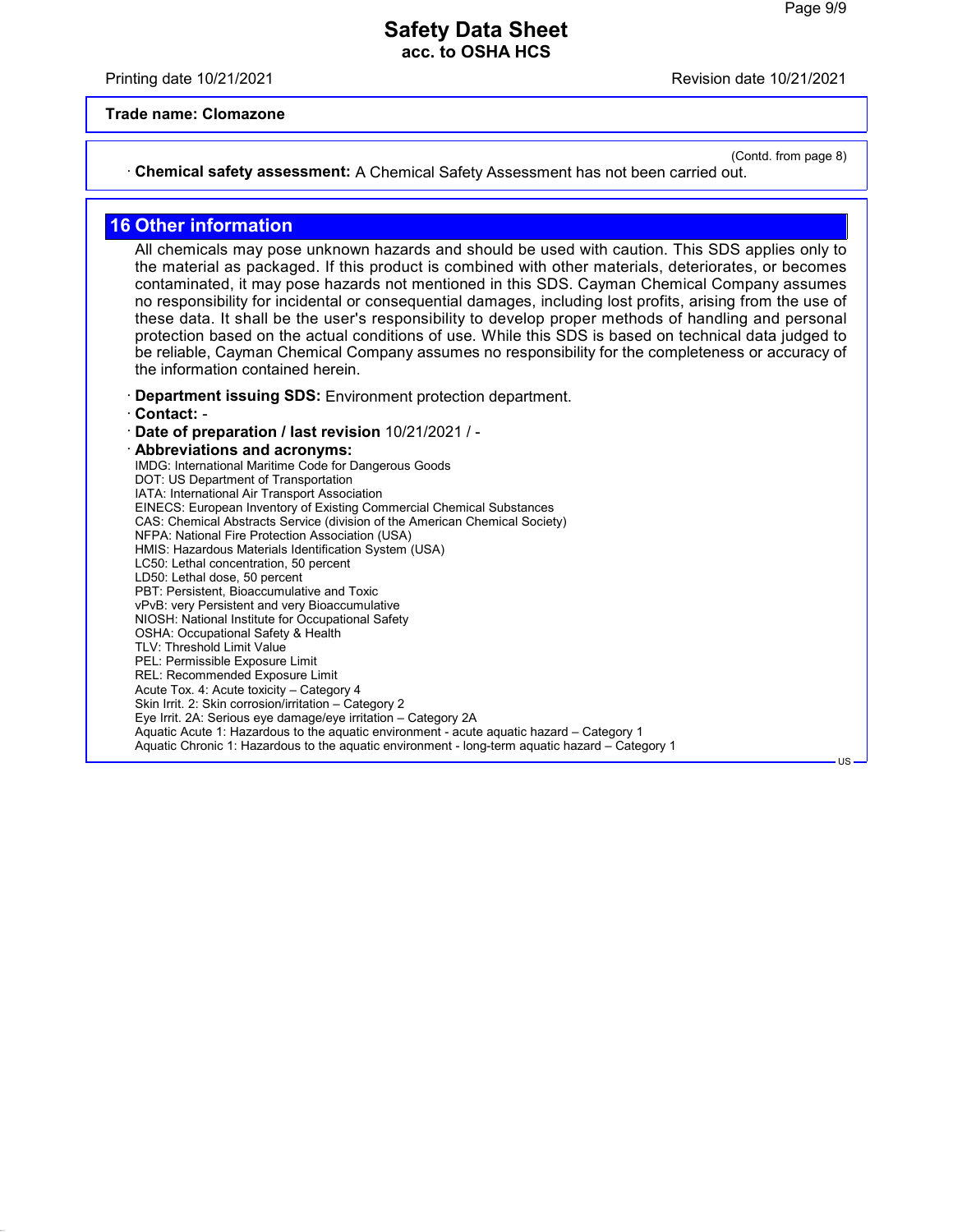**Trade name: Clomazone**

(Contd. from page 8)

· **Chemical safety assessment:** A Chemical Safety Assessment has not been carried out.

## 16 Other information

All chemicals may pose unknown hazards and should be used with caution. This SDS applies only to the material as packaged. If this product is combined with other materials, deteriorates, or becomes contaminated, it may pose hazards not mentioned in this SDS. Cayman Chemical Company assumes no responsibility for incidental or consequential damages, including lost profits, arising from the use of these data. It shall be the user's responsibility to develop proper methods of handling and personal protection based on the actual conditions of use. While this SDS is based on technical data judged to be reliable, Cayman Chemical Company assumes no responsibility for the completeness or accuracy of the information contained herein.

· **Department issuing SDS:** Environment protection department.
· **Contact:** -
· **Date of preparation / last revision** 10/21/2021 / -
· **Abbreviations and acronyms:**

IMDG: International Maritime Code for Dangerous Goods
DOT: US Department of Transportation
IATA: International Air Transport Association
EINECS: European Inventory of Existing Commercial Chemical Substances
CAS: Chemical Abstracts Service (division of the American Chemical Society)
NFPA: National Fire Protection Association (USA)
HMIS: Hazardous Materials Identification System (USA)
LC50: Lethal concentration, 50 percent
LD50: Lethal dose, 50 percent
PBT: Persistent, Bioaccumulative and Toxic
vPvB: very Persistent and very Bioaccumulative
NIOSH: National Institute for Occupational Safety
OSHA: Occupational Safety & Health
TLV: Threshold Limit Value
PEL: Permissible Exposure Limit
REL: Recommended Exposure Limit
Acute Tox. 4: Acute toxicity – Category 4
Skin Irrit. 2: Skin corrosion/irritation – Category 2
Eye Irrit. 2A: Serious eye damage/eye irritation – Category 2A
Aquatic Acute 1: Hazardous to the aquatic environment - acute aquatic hazard – Category 1
Aquatic Chronic 1: Hazardous to the aquatic environment - long-term aquatic hazard – Category 1